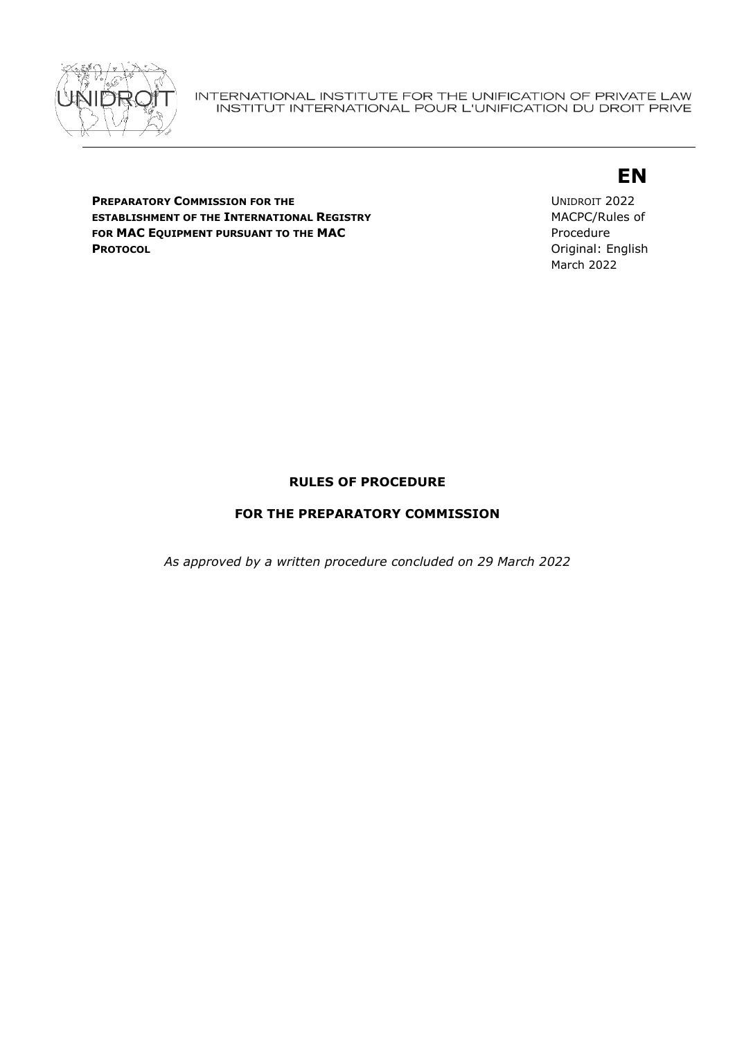INTERNATIONAL INSTITUTE FOR THE UNIFICATION OF PRIVATE LAW
INSTITUT INTERNATIONAL POUR L'UNIFICATION DU DROIT PRIVE

**EN**

**PREPARATORY COMMISSION FOR THE ESTABLISHMENT OF THE INTERNATIONAL REGISTRY FOR MAC EQUIPMENT PURSUANT TO THE MAC PROTOCOL**

UNIDROIT 2022
MACPC/Rules of Procedure
Original: English
March 2022

# RULES OF PROCEDURE

## FOR THE PREPARATORY COMMISSION

*As approved by a written procedure concluded on 29 March 2022*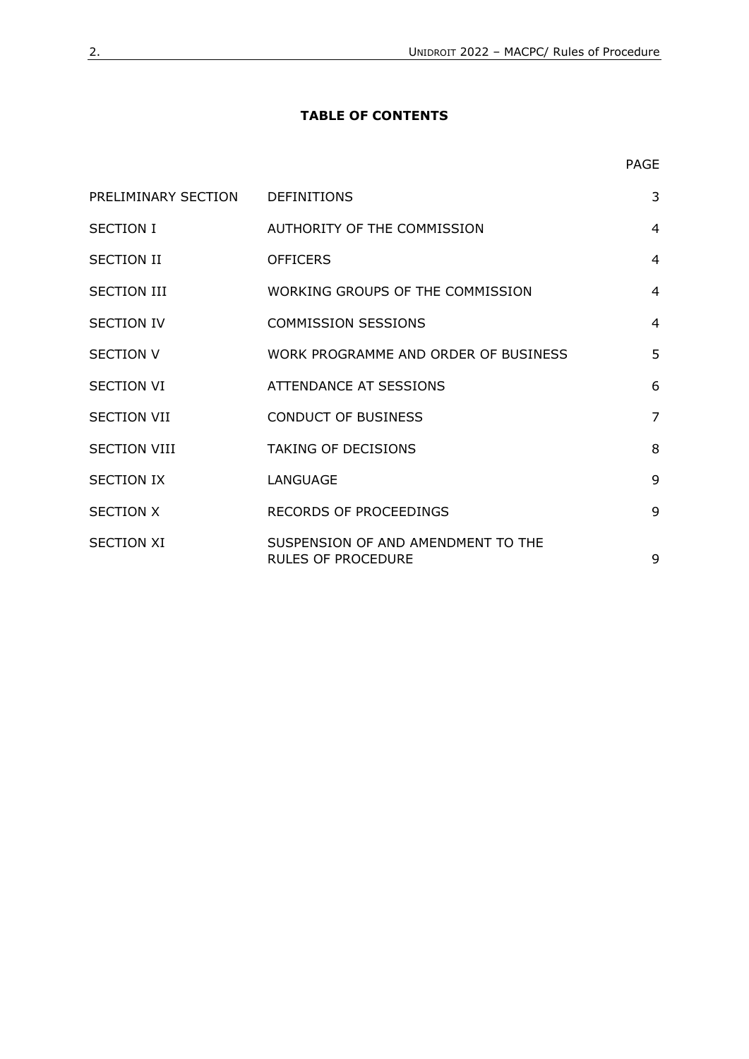**TABLE OF CONTENTS**

| | | PAGE |
|---|---|---|
| PRELIMINARY SECTION | DEFINITIONS | 3 |
| SECTION I | AUTHORITY OF THE COMMISSION | 4 |
| SECTION II | OFFICERS | 4 |
| SECTION III | WORKING GROUPS OF THE COMMISSION | 4 |
| SECTION IV | COMMISSION SESSIONS | 4 |
| SECTION V | WORK PROGRAMME AND ORDER OF BUSINESS | 5 |
| SECTION VI | ATTENDANCE AT SESSIONS | 6 |
| SECTION VII | CONDUCT OF BUSINESS | 7 |
| SECTION VIII | TAKING OF DECISIONS | 8 |
| SECTION IX | LANGUAGE | 9 |
| SECTION X | RECORDS OF PROCEEDINGS | 9 |
| SECTION XI | SUSPENSION OF AND AMENDMENT TO THE RULES OF PROCEDURE | 9 |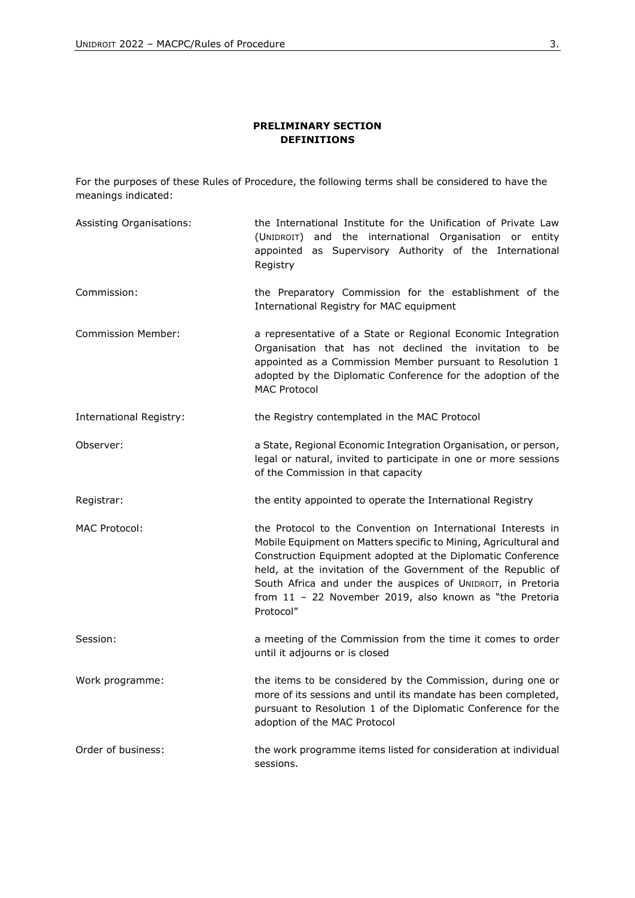**PRELIMINARY SECTION**
**DEFINITIONS**

For the purposes of these Rules of Procedure, the following terms shall be considered to have the meanings indicated:

| | |
|---|---|
| Assisting Organisations: | the International Institute for the Unification of Private Law (UNIDROIT) and the international Organisation or entity appointed as Supervisory Authority of the International Registry |
| Commission: | the Preparatory Commission for the establishment of the International Registry for MAC equipment |
| Commission Member: | a representative of a State or Regional Economic Integration Organisation that has not declined the invitation to be appointed as a Commission Member pursuant to Resolution 1 adopted by the Diplomatic Conference for the adoption of the MAC Protocol |
| International Registry: | the Registry contemplated in the MAC Protocol |
| Observer: | a State, Regional Economic Integration Organisation, or person, legal or natural, invited to participate in one or more sessions of the Commission in that capacity |
| Registrar: | the entity appointed to operate the International Registry |
| MAC Protocol: | the Protocol to the Convention on International Interests in Mobile Equipment on Matters specific to Mining, Agricultural and Construction Equipment adopted at the Diplomatic Conference held, at the invitation of the Government of the Republic of South Africa and under the auspices of UNIDROIT, in Pretoria from 11 – 22 November 2019, also known as "the Pretoria Protocol" |
| Session: | a meeting of the Commission from the time it comes to order until it adjourns or is closed |
| Work programme: | the items to be considered by the Commission, during one or more of its sessions and until its mandate has been completed, pursuant to Resolution 1 of the Diplomatic Conference for the adoption of the MAC Protocol |
| Order of business: | the work programme items listed for consideration at individual sessions. |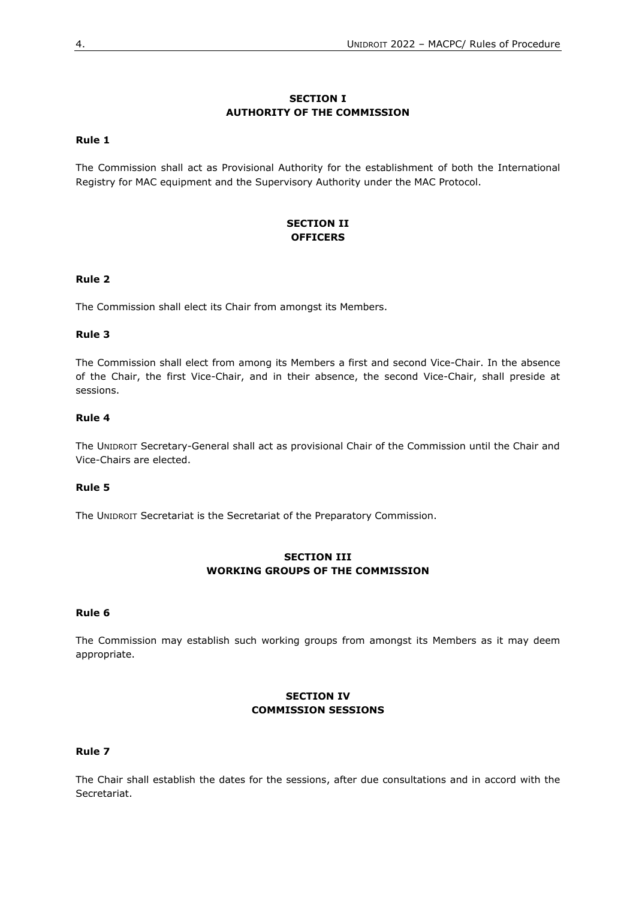## SECTION I
## AUTHORITY OF THE COMMISSION

**Rule 1**

The Commission shall act as Provisional Authority for the establishment of both the International Registry for MAC equipment and the Supervisory Authority under the MAC Protocol.

## SECTION II
## OFFICERS

**Rule 2**

The Commission shall elect its Chair from amongst its Members.

**Rule 3**

The Commission shall elect from among its Members a first and second Vice-Chair. In the absence of the Chair, the first Vice-Chair, and in their absence, the second Vice-Chair, shall preside at sessions.

**Rule 4**

The UNIDROIT Secretary-General shall act as provisional Chair of the Commission until the Chair and Vice-Chairs are elected.

**Rule 5**

The UNIDROIT Secretariat is the Secretariat of the Preparatory Commission.

## SECTION III
## WORKING GROUPS OF THE COMMISSION

**Rule 6**

The Commission may establish such working groups from amongst its Members as it may deem appropriate.

## SECTION IV
## COMMISSION SESSIONS

**Rule 7**

The Chair shall establish the dates for the sessions, after due consultations and in accord with the Secretariat.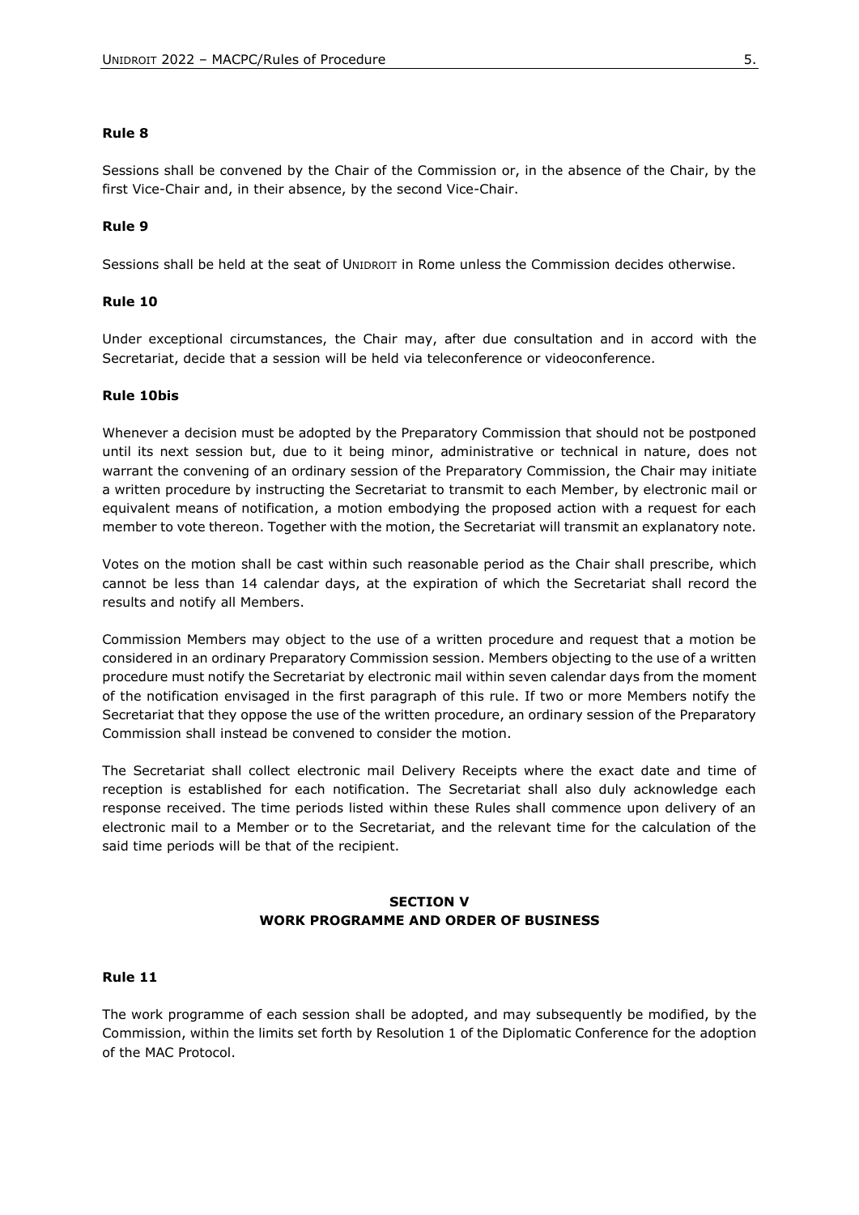**Rule 8**

Sessions shall be convened by the Chair of the Commission or, in the absence of the Chair, by the first Vice-Chair and, in their absence, by the second Vice-Chair.

**Rule 9**

Sessions shall be held at the seat of UNIDROIT in Rome unless the Commission decides otherwise.

**Rule 10**

Under exceptional circumstances, the Chair may, after due consultation and in accord with the Secretariat, decide that a session will be held via teleconference or videoconference.

**Rule 10bis**

Whenever a decision must be adopted by the Preparatory Commission that should not be postponed until its next session but, due to it being minor, administrative or technical in nature, does not warrant the convening of an ordinary session of the Preparatory Commission, the Chair may initiate a written procedure by instructing the Secretariat to transmit to each Member, by electronic mail or equivalent means of notification, a motion embodying the proposed action with a request for each member to vote thereon. Together with the motion, the Secretariat will transmit an explanatory note.

Votes on the motion shall be cast within such reasonable period as the Chair shall prescribe, which cannot be less than 14 calendar days, at the expiration of which the Secretariat shall record the results and notify all Members.

Commission Members may object to the use of a written procedure and request that a motion be considered in an ordinary Preparatory Commission session. Members objecting to the use of a written procedure must notify the Secretariat by electronic mail within seven calendar days from the moment of the notification envisaged in the first paragraph of this rule. If two or more Members notify the Secretariat that they oppose the use of the written procedure, an ordinary session of the Preparatory Commission shall instead be convened to consider the motion.

The Secretariat shall collect electronic mail Delivery Receipts where the exact date and time of reception is established for each notification. The Secretariat shall also duly acknowledge each response received. The time periods listed within these Rules shall commence upon delivery of an electronic mail to a Member or to the Secretariat, and the relevant time for the calculation of the said time periods will be that of the recipient.

## SECTION V
## WORK PROGRAMME AND ORDER OF BUSINESS

**Rule 11**

The work programme of each session shall be adopted, and may subsequently be modified, by the Commission, within the limits set forth by Resolution 1 of the Diplomatic Conference for the adoption of the MAC Protocol.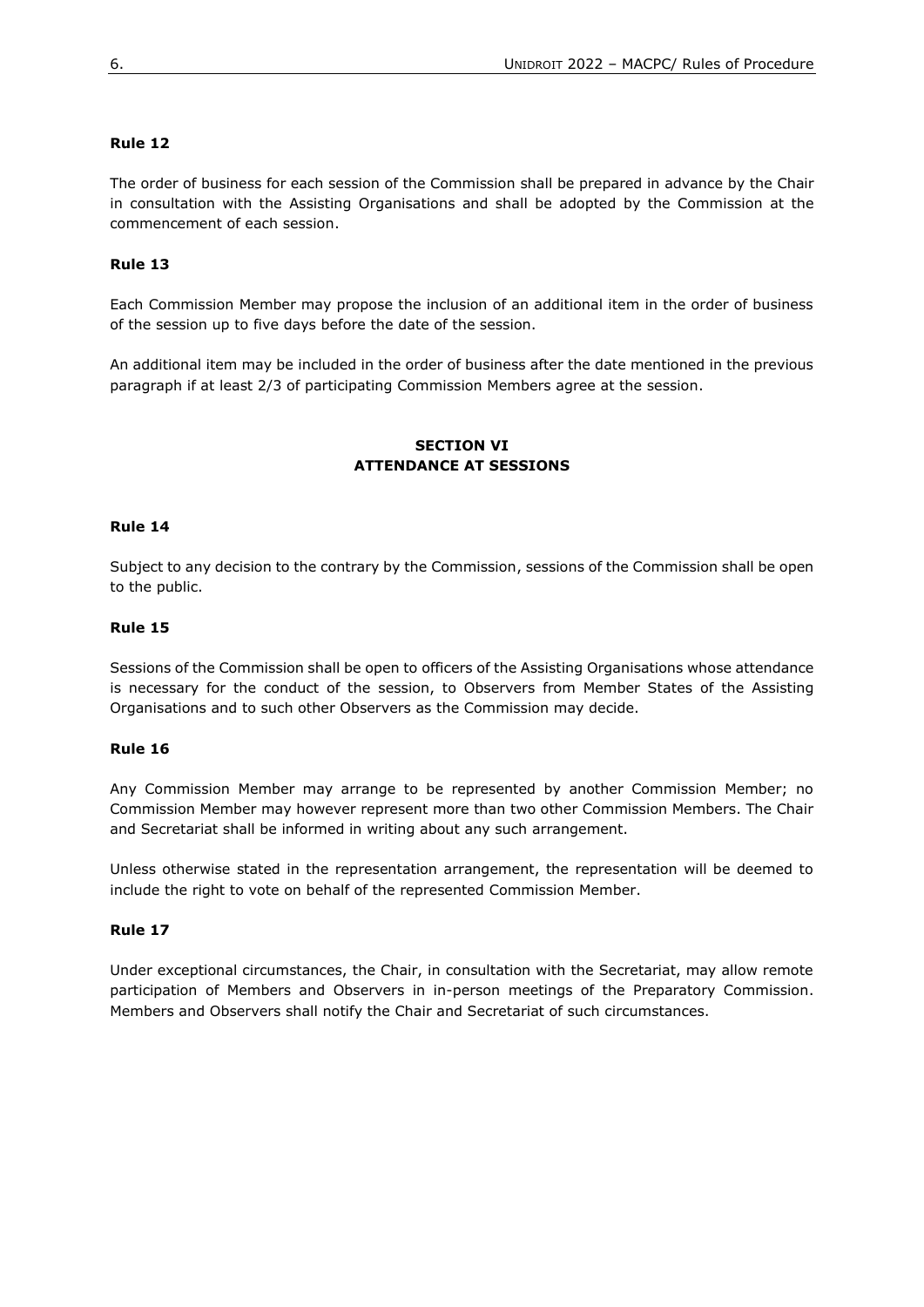**Rule 12**

The order of business for each session of the Commission shall be prepared in advance by the Chair in consultation with the Assisting Organisations and shall be adopted by the Commission at the commencement of each session.

**Rule 13**

Each Commission Member may propose the inclusion of an additional item in the order of business of the session up to five days before the date of the session.

An additional item may be included in the order of business after the date mentioned in the previous paragraph if at least 2/3 of participating Commission Members agree at the session.

## SECTION VI
## ATTENDANCE AT SESSIONS

**Rule 14**

Subject to any decision to the contrary by the Commission, sessions of the Commission shall be open to the public.

**Rule 15**

Sessions of the Commission shall be open to officers of the Assisting Organisations whose attendance is necessary for the conduct of the session, to Observers from Member States of the Assisting Organisations and to such other Observers as the Commission may decide.

**Rule 16**

Any Commission Member may arrange to be represented by another Commission Member; no Commission Member may however represent more than two other Commission Members. The Chair and Secretariat shall be informed in writing about any such arrangement.

Unless otherwise stated in the representation arrangement, the representation will be deemed to include the right to vote on behalf of the represented Commission Member.

**Rule 17**

Under exceptional circumstances, the Chair, in consultation with the Secretariat, may allow remote participation of Members and Observers in in-person meetings of the Preparatory Commission. Members and Observers shall notify the Chair and Secretariat of such circumstances.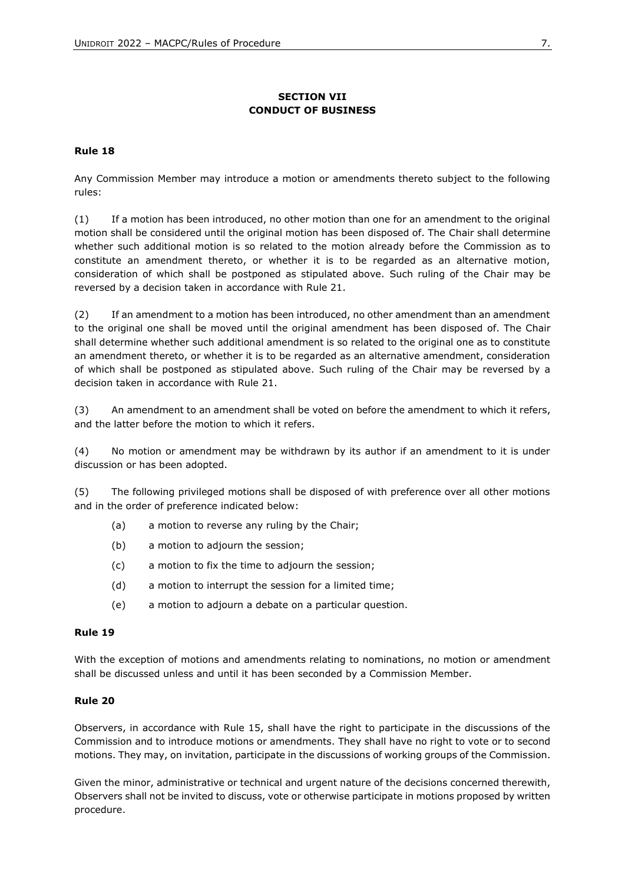## SECTION VII
## CONDUCT OF BUSINESS

### Rule 18

Any Commission Member may introduce a motion or amendments thereto subject to the following rules:

(1) If a motion has been introduced, no other motion than one for an amendment to the original motion shall be considered until the original motion has been disposed of. The Chair shall determine whether such additional motion is so related to the motion already before the Commission as to constitute an amendment thereto, or whether it is to be regarded as an alternative motion, consideration of which shall be postponed as stipulated above. Such ruling of the Chair may be reversed by a decision taken in accordance with Rule 21.

(2) If an amendment to a motion has been introduced, no other amendment than an amendment to the original one shall be moved until the original amendment has been disposed of. The Chair shall determine whether such additional amendment is so related to the original one as to constitute an amendment thereto, or whether it is to be regarded as an alternative amendment, consideration of which shall be postponed as stipulated above. Such ruling of the Chair may be reversed by a decision taken in accordance with Rule 21.

(3) An amendment to an amendment shall be voted on before the amendment to which it refers, and the latter before the motion to which it refers.

(4) No motion or amendment may be withdrawn by its author if an amendment to it is under discussion or has been adopted.

(5) The following privileged motions shall be disposed of with preference over all other motions and in the order of preference indicated below:

- (a) a motion to reverse any ruling by the Chair;
- (b) a motion to adjourn the session;
- (c) a motion to fix the time to adjourn the session;
- (d) a motion to interrupt the session for a limited time;
- (e) a motion to adjourn a debate on a particular question.

### Rule 19

With the exception of motions and amendments relating to nominations, no motion or amendment shall be discussed unless and until it has been seconded by a Commission Member.

### Rule 20

Observers, in accordance with Rule 15, shall have the right to participate in the discussions of the Commission and to introduce motions or amendments. They shall have no right to vote or to second motions. They may, on invitation, participate in the discussions of working groups of the Commission.

Given the minor, administrative or technical and urgent nature of the decisions concerned therewith, Observers shall not be invited to discuss, vote or otherwise participate in motions proposed by written procedure.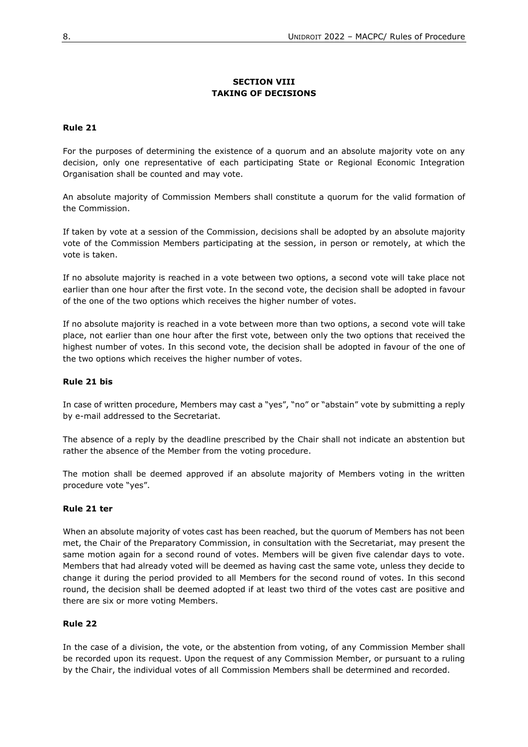## SECTION VIII
## TAKING OF DECISIONS

**Rule 21**

For the purposes of determining the existence of a quorum and an absolute majority vote on any decision, only one representative of each participating State or Regional Economic Integration Organisation shall be counted and may vote.

An absolute majority of Commission Members shall constitute a quorum for the valid formation of the Commission.

If taken by vote at a session of the Commission, decisions shall be adopted by an absolute majority vote of the Commission Members participating at the session, in person or remotely, at which the vote is taken.

If no absolute majority is reached in a vote between two options, a second vote will take place not earlier than one hour after the first vote. In the second vote, the decision shall be adopted in favour of the one of the two options which receives the higher number of votes.

If no absolute majority is reached in a vote between more than two options, a second vote will take place, not earlier than one hour after the first vote, between only the two options that received the highest number of votes. In this second vote, the decision shall be adopted in favour of the one of the two options which receives the higher number of votes.

**Rule 21 bis**

In case of written procedure, Members may cast a "yes", "no" or "abstain" vote by submitting a reply by e-mail addressed to the Secretariat.

The absence of a reply by the deadline prescribed by the Chair shall not indicate an abstention but rather the absence of the Member from the voting procedure.

The motion shall be deemed approved if an absolute majority of Members voting in the written procedure vote "yes".

**Rule 21 ter**

When an absolute majority of votes cast has been reached, but the quorum of Members has not been met, the Chair of the Preparatory Commission, in consultation with the Secretariat, may present the same motion again for a second round of votes. Members will be given five calendar days to vote. Members that had already voted will be deemed as having cast the same vote, unless they decide to change it during the period provided to all Members for the second round of votes. In this second round, the decision shall be deemed adopted if at least two third of the votes cast are positive and there are six or more voting Members.

**Rule 22**

In the case of a division, the vote, or the abstention from voting, of any Commission Member shall be recorded upon its request. Upon the request of any Commission Member, or pursuant to a ruling by the Chair, the individual votes of all Commission Members shall be determined and recorded.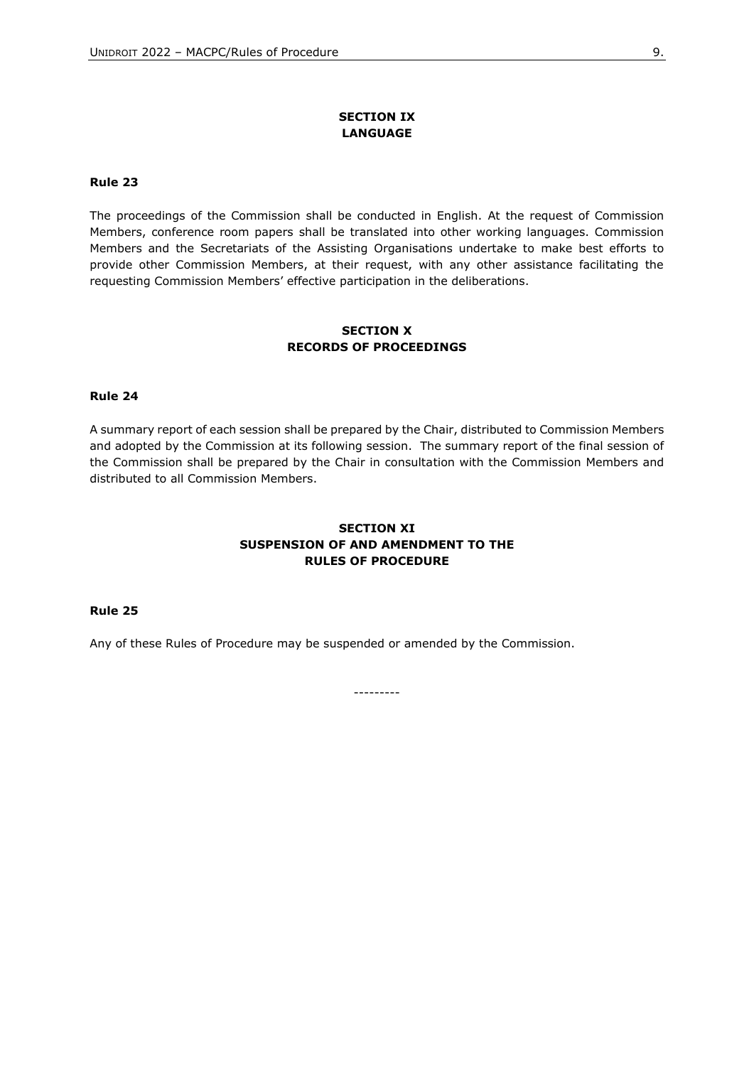## SECTION IX
## LANGUAGE

**Rule 23**

The proceedings of the Commission shall be conducted in English. At the request of Commission Members, conference room papers shall be translated into other working languages. Commission Members and the Secretariats of the Assisting Organisations undertake to make best efforts to provide other Commission Members, at their request, with any other assistance facilitating the requesting Commission Members' effective participation in the deliberations.

## SECTION X
## RECORDS OF PROCEEDINGS

**Rule 24**

A summary report of each session shall be prepared by the Chair, distributed to Commission Members and adopted by the Commission at its following session. The summary report of the final session of the Commission shall be prepared by the Chair in consultation with the Commission Members and distributed to all Commission Members.

## SECTION XI
## SUSPENSION OF AND AMENDMENT TO THE RULES OF PROCEDURE

**Rule 25**

Any of these Rules of Procedure may be suspended or amended by the Commission.

---------